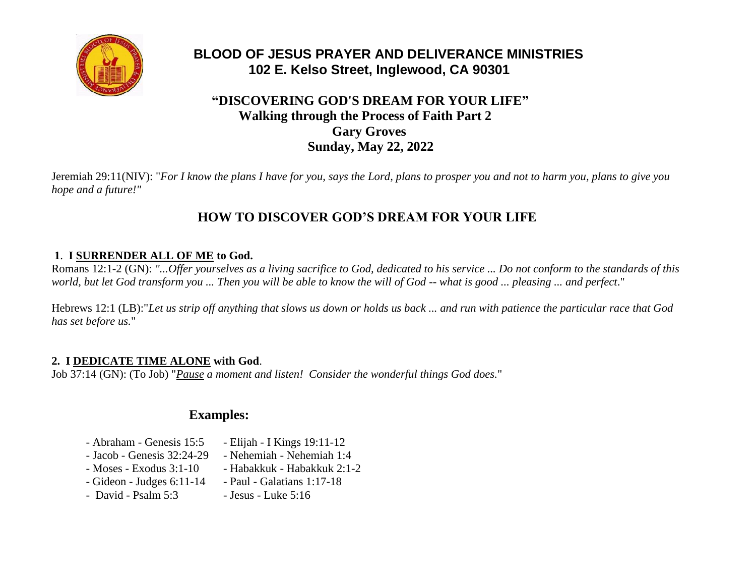# BLOOD OF JESUS PRAYER AND DELIVERANCE MINISTRIES
**102 E. Kelso Street, Inglewood, CA 90301**

## "DISCOVERING GOD'S DREAM FOR YOUR LIFE"
**Walking through the Process of Faith Part 2**
**Gary Groves**
**Sunday, May 22, 2022**

Jeremiah 29:11(NIV): "*For I know the plans I have for you, says the Lord, plans to prosper you and not to harm you, plans to give you hope and a future!"*

## HOW TO DISCOVER GOD'S DREAM FOR YOUR LIFE

**1. I <u>SURRENDER ALL OF ME</u> to God.**

Romans 12:1-2 (GN): *"...Offer yourselves as a living sacrifice to God, dedicated to his service ... Do not conform to the standards of this world, but let God transform you ... Then you will be able to know the will of God -- what is good ... pleasing ... and perfect*."

Hebrews 12:1 (LB):"*Let us strip off anything that slows us down or holds us back ... and run with patience the particular race that God has set before us.*"

**2. I <u>DEDICATE TIME ALONE</u> with God**.

Job 37:14 (GN): (To Job) "*<u>Pause</u> a moment and listen! Consider the wonderful things God does.*"

### Examples:

- Abraham - Genesis 15:5
- Jacob - Genesis 32:24-29
- Moses - Exodus 3:1-10
- Gideon - Judges 6:11-14
- David - Psalm 5:3
- Elijah - I Kings 19:11-12
- Nehemiah - Nehemiah 1:4
- Habakkuk - Habakkuk 2:1-2
- Paul - Galatians 1:17-18
- Jesus - Luke 5:16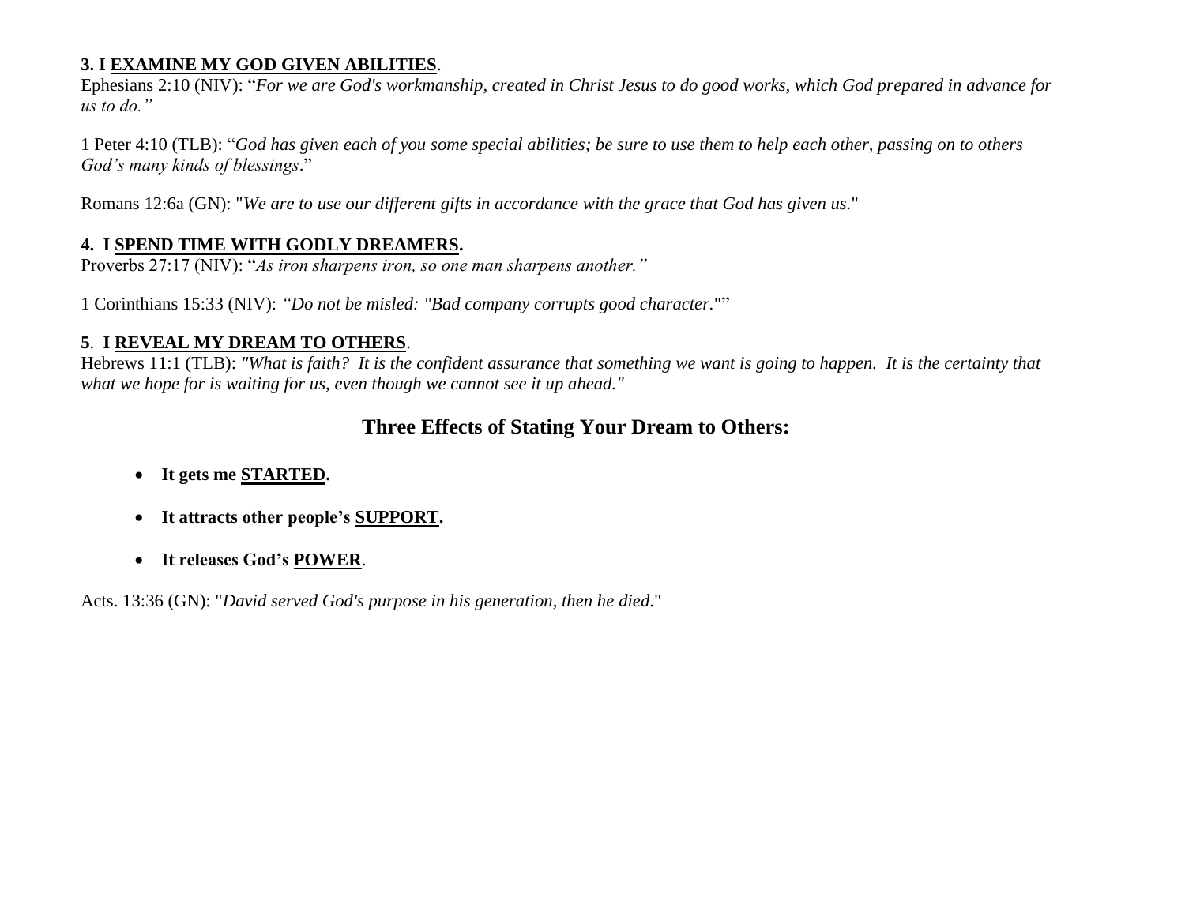**3. I <u>EXAMINE MY GOD GIVEN ABILITIES</u>**.
Ephesians 2:10 (NIV): "*For we are God's workmanship, created in Christ Jesus to do good works, which God prepared in advance for us to do."*

1 Peter 4:10 (TLB): "*God has given each of you some special abilities; be sure to use them to help each other, passing on to others God's many kinds of blessings*."

Romans 12:6a (GN): "*We are to use our different gifts in accordance with the grace that God has given us.*"

**4. I <u>SPEND TIME WITH GODLY DREAMERS</u>.**
Proverbs 27:17 (NIV): "*As iron sharpens iron, so one man sharpens another."*

1 Corinthians 15:33 (NIV): *"Do not be misled: "Bad company corrupts good character.*""

**5**. **I <u>REVEAL MY DREAM TO OTHERS</u>**.
Hebrews 11:1 (TLB): *"What is faith? It is the confident assurance that something we want is going to happen. It is the certainty that what we hope for is waiting for us, even though we cannot see it up ahead."*

## Three Effects of Stating Your Dream to Others:

- **It gets me <u>STARTED</u>.**
- **It attracts other people's <u>SUPPORT</u>.**
- **It releases God's <u>POWER</u>**.

Acts. 13:36 (GN): "*David served God's purpose in his generation, then he died*."